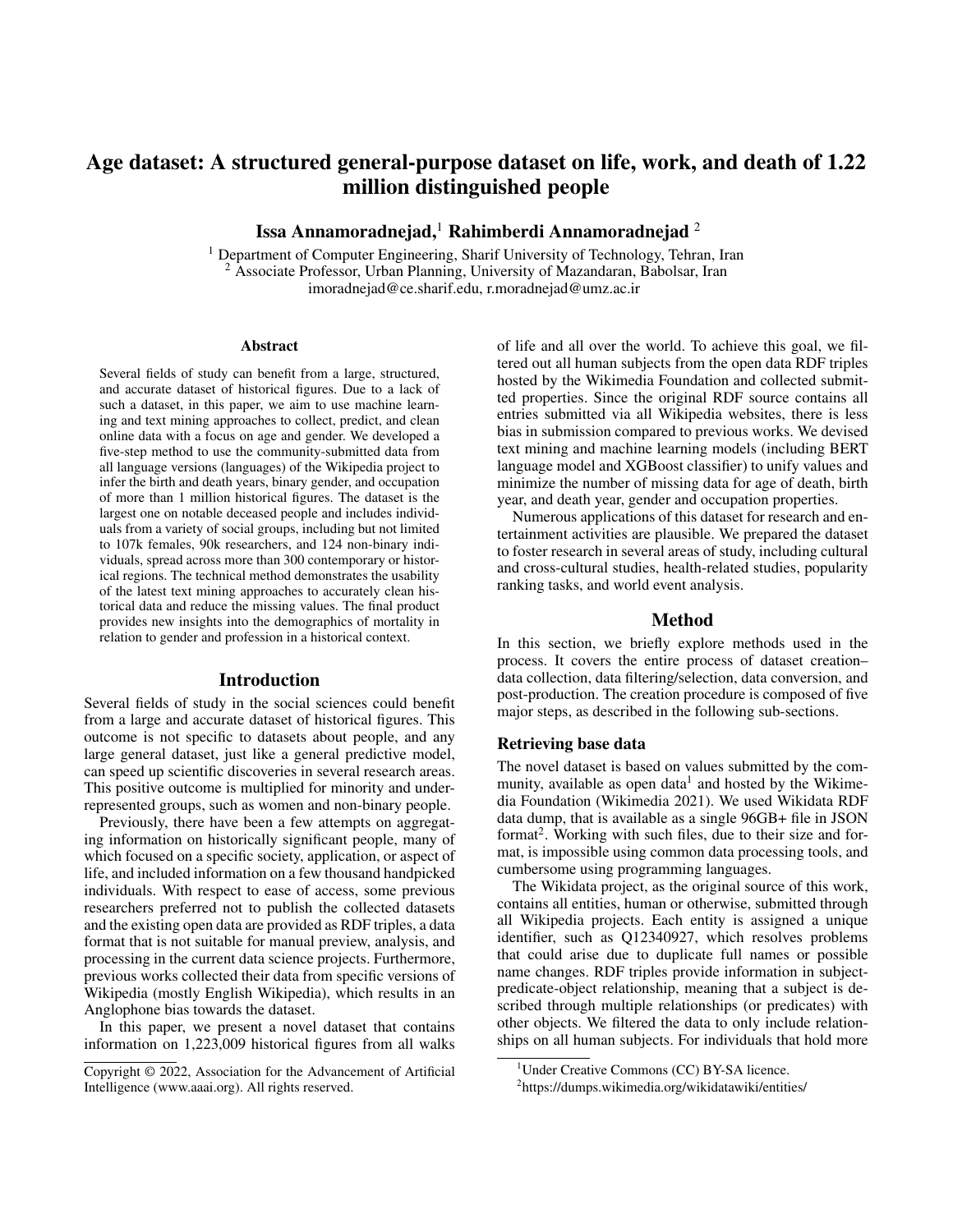# Age dataset: A structured general-purpose dataset on life, work, and death of 1.22 million distinguished people

**Issa Annamoradnejad,**[1] **Rahimberdi Annamoradnejad** [2]

[1] Department of Computer Engineering, Sharif University of Technology, Tehran, Iran
[2] Associate Professor, Urban Planning, University of Mazandaran, Babolsar, Iran
imoradnejad@ce.sharif.edu, r.moradnejad@umz.ac.ir

## Abstract

Several fields of study can benefit from a large, structured, and accurate dataset of historical figures. Due to a lack of such a dataset, in this paper, we aim to use machine learning and text mining approaches to collect, predict, and clean online data with a focus on age and gender. We developed a five-step method to use the community-submitted data from all language versions (languages) of the Wikipedia project to infer the birth and death years, binary gender, and occupation of more than 1 million historical figures. The dataset is the largest one on notable deceased people and includes individuals from a variety of social groups, including but not limited to 107k females, 90k researchers, and 124 non-binary individuals, spread across more than 300 contemporary or historical regions. The technical method demonstrates the usability of the latest text mining approaches to accurately clean historical data and reduce the missing values. The final product provides new insights into the demographics of mortality in relation to gender and profession in a historical context.

## Introduction

Several fields of study in the social sciences could benefit from a large and accurate dataset of historical figures. This outcome is not specific to datasets about people, and any large general dataset, just like a general predictive model, can speed up scientific discoveries in several research areas. This positive outcome is multiplied for minority and underrepresented groups, such as women and non-binary people.

Previously, there have been a few attempts on aggregating information on historically significant people, many of which focused on a specific society, application, or aspect of life, and included information on a few thousand handpicked individuals. With respect to ease of access, some previous researchers preferred not to publish the collected datasets and the existing open data are provided as RDF triples, a data format that is not suitable for manual preview, analysis, and processing in the current data science projects. Furthermore, previous works collected their data from specific versions of Wikipedia (mostly English Wikipedia), which results in an Anglophone bias towards the dataset.

In this paper, we present a novel dataset that contains information on 1,223,009 historical figures from all walks of life and all over the world. To achieve this goal, we filtered out all human subjects from the open data RDF triples hosted by the Wikimedia Foundation and collected submitted properties. Since the original RDF source contains all entries submitted via all Wikipedia websites, there is less bias in submission compared to previous works. We devised text mining and machine learning models (including BERT language model and XGBoost classifier) to unify values and minimize the number of missing data for age of death, birth year, and death year, gender and occupation properties.

Numerous applications of this dataset for research and entertainment activities are plausible. We prepared the dataset to foster research in several areas of study, including cultural and cross-cultural studies, health-related studies, popularity ranking tasks, and world event analysis.

## Method

In this section, we briefly explore methods used in the process. It covers the entire process of dataset creation–data collection, data filtering/selection, data conversion, and post-production. The creation procedure is composed of five major steps, as described in the following sub-sections.

### Retrieving base data

The novel dataset is based on values submitted by the community, available as open data[1] and hosted by the Wikimedia Foundation (Wikimedia 2021). We used Wikidata RDF data dump, that is available as a single 96GB+ file in JSON format[2]. Working with such files, due to their size and format, is impossible using common data processing tools, and cumbersome using programming languages.

The Wikidata project, as the original source of this work, contains all entities, human or otherwise, submitted through all Wikipedia projects. Each entity is assigned a unique identifier, such as Q12340927, which resolves problems that could arise due to duplicate full names or possible name changes. RDF triples provide information in subject-predicate-object relationship, meaning that a subject is described through multiple relationships (or predicates) with other objects. We filtered the data to only include relationships on all human subjects. For individuals that hold more

[1] Under Creative Commons (CC) BY-SA licence.

[2] https://dumps.wikimedia.org/wikidatawiki/entities/

Copyright © 2022, Association for the Advancement of Artificial Intelligence (www.aaai.org). All rights reserved.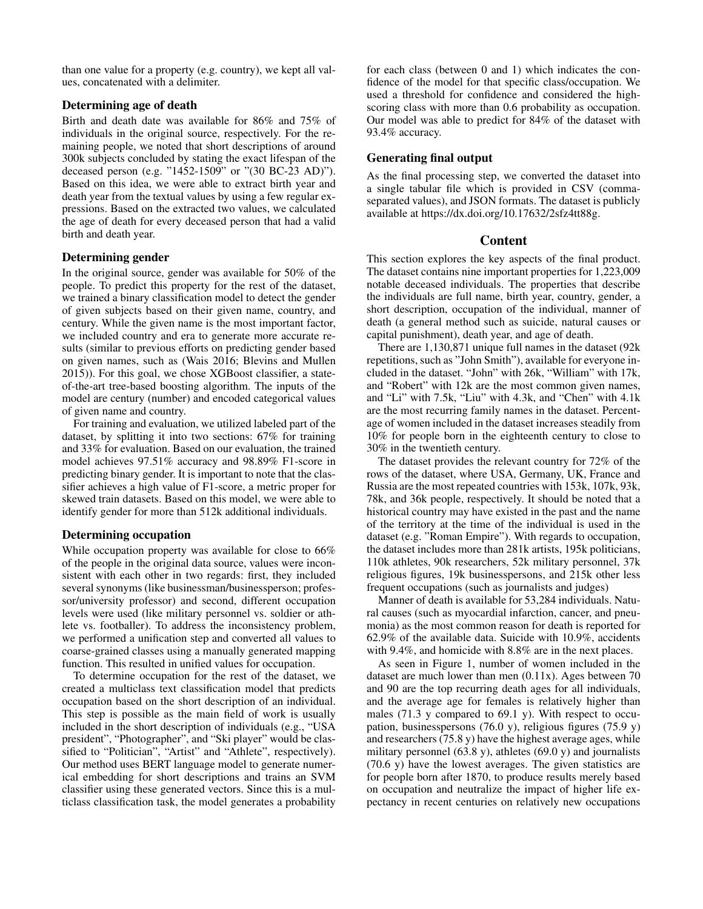than one value for a property (e.g. country), we kept all values, concatenated with a delimiter.

### Determining age of death

Birth and death date was available for 86% and 75% of individuals in the original source, respectively. For the remaining people, we noted that short descriptions of around 300k subjects concluded by stating the exact lifespan of the deceased person (e.g. "1452-1509" or "(30 BC-23 AD)"). Based on this idea, we were able to extract birth year and death year from the textual values by using a few regular expressions. Based on the extracted two values, we calculated the age of death for every deceased person that had a valid birth and death year.

### Determining gender

In the original source, gender was available for 50% of the people. To predict this property for the rest of the dataset, we trained a binary classification model to detect the gender of given subjects based on their given name, country, and century. While the given name is the most important factor, we included country and era to generate more accurate results (similar to previous efforts on predicting gender based on given names, such as (Wais 2016; Blevins and Mullen 2015)). For this goal, we chose XGBoost classifier, a state-of-the-art tree-based boosting algorithm. The inputs of the model are century (number) and encoded categorical values of given name and country.

For training and evaluation, we utilized labeled part of the dataset, by splitting it into two sections: 67% for training and 33% for evaluation. Based on our evaluation, the trained model achieves 97.51% accuracy and 98.89% F1-score in predicting binary gender. It is important to note that the classifier achieves a high value of F1-score, a metric proper for skewed train datasets. Based on this model, we were able to identify gender for more than 512k additional individuals.

### Determining occupation

While occupation property was available for close to 66% of the people in the original data source, values were inconsistent with each other in two regards: first, they included several synonyms (like businessman/businessperson; professor/university professor) and second, different occupation levels were used (like military personnel vs. soldier or athlete vs. footballer). To address the inconsistency problem, we performed a unification step and converted all values to coarse-grained classes using a manually generated mapping function. This resulted in unified values for occupation.

To determine occupation for the rest of the dataset, we created a multiclass text classification model that predicts occupation based on the short description of an individual. This step is possible as the main field of work is usually included in the short description of individuals (e.g., "USA president", "Photographer", and "Ski player" would be classified to "Politician", "Artist" and "Athlete", respectively). Our method uses BERT language model to generate numerical embedding for short descriptions and trains an SVM classifier using these generated vectors. Since this is a multiclass classification task, the model generates a probability for each class (between 0 and 1) which indicates the confidence of the model for that specific class/occupation. We used a threshold for confidence and considered the high-scoring class with more than 0.6 probability as occupation. Our model was able to predict for 84% of the dataset with 93.4% accuracy.

### Generating final output

As the final processing step, we converted the dataset into a single tabular file which is provided in CSV (comma-separated values), and JSON formats. The dataset is publicly available at https://dx.doi.org/10.17632/2sfz4tt88g.

## Content

This section explores the key aspects of the final product. The dataset contains nine important properties for 1,223,009 notable deceased individuals. The properties that describe the individuals are full name, birth year, country, gender, a short description, occupation of the individual, manner of death (a general method such as suicide, natural causes or capital punishment), death year, and age of death.

There are 1,130,871 unique full names in the dataset (92k repetitions, such as "John Smith"), available for everyone included in the dataset. "John" with 26k, "William" with 17k, and "Robert" with 12k are the most common given names, and "Li" with 7.5k, "Liu" with 4.3k, and "Chen" with 4.1k are the most recurring family names in the dataset. Percentage of women included in the dataset increases steadily from 10% for people born in the eighteenth century to close to 30% in the twentieth century.

The dataset provides the relevant country for 72% of the rows of the dataset, where USA, Germany, UK, France and Russia are the most repeated countries with 153k, 107k, 93k, 78k, and 36k people, respectively. It should be noted that a historical country may have existed in the past and the name of the territory at the time of the individual is used in the dataset (e.g. "Roman Empire"). With regards to occupation, the dataset includes more than 281k artists, 195k politicians, 110k athletes, 90k researchers, 52k military personnel, 37k religious figures, 19k businesspersons, and 215k other less frequent occupations (such as journalists and judges)

Manner of death is available for 53,284 individuals. Natural causes (such as myocardial infarction, cancer, and pneumonia) as the most common reason for death is reported for 62.9% of the available data. Suicide with 10.9%, accidents with 9.4%, and homicide with 8.8% are in the next places.

As seen in Figure 1, number of women included in the dataset are much lower than men (0.11x). Ages between 70 and 90 are the top recurring death ages for all individuals, and the average age for females is relatively higher than males (71.3 y compared to 69.1 y). With respect to occupation, businesspersons (76.0 y), religious figures (75.9 y) and researchers (75.8 y) have the highest average ages, while military personnel (63.8 y), athletes (69.0 y) and journalists (70.6 y) have the lowest averages. The given statistics are for people born after 1870, to produce results merely based on occupation and neutralize the impact of higher life expectancy in recent centuries on relatively new occupations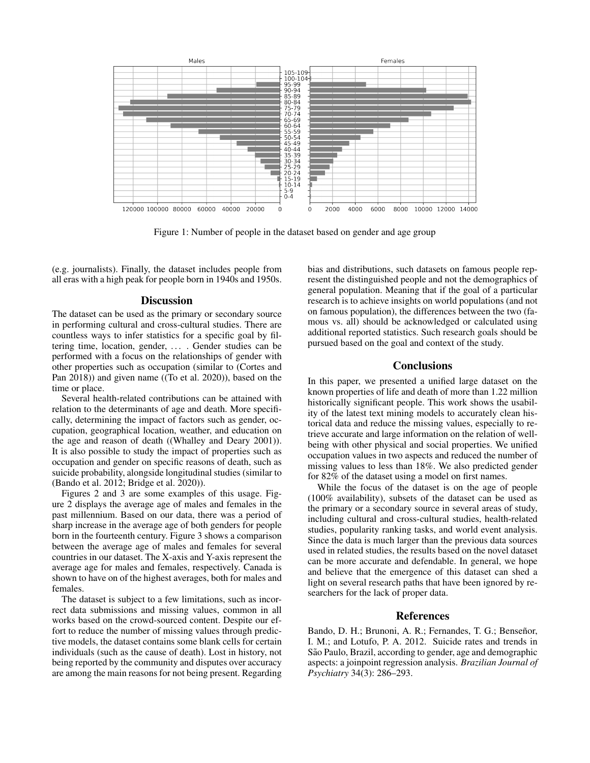Figure 1: Number of people in the dataset based on gender and age group

(e.g. journalists). Finally, the dataset includes people from all eras with a high peak for people born in 1940s and 1950s.

## Discussion

The dataset can be used as the primary or secondary source in performing cultural and cross-cultural studies. There are countless ways to infer statistics for a specific goal by filtering time, location, gender, . . . . Gender studies can be performed with a focus on the relationships of gender with other properties such as occupation (similar to (Cortes and Pan 2018)) and given name ((To et al. 2020)), based on the time or place.

Several health-related contributions can be attained with relation to the determinants of age and death. More specifically, determining the impact of factors such as gender, occupation, geographical location, weather, and education on the age and reason of death ((Whalley and Deary 2001)). It is also possible to study the impact of properties such as occupation and gender on specific reasons of death, such as suicide probability, alongside longitudinal studies (similar to (Bando et al. 2012; Bridge et al. 2020)).

Figures 2 and 3 are some examples of this usage. Figure 2 displays the average age of males and females in the past millennium. Based on our data, there was a period of sharp increase in the average age of both genders for people born in the fourteenth century. Figure 3 shows a comparison between the average age of males and females for several countries in our dataset. The X-axis and Y-axis represent the average age for males and females, respectively. Canada is shown to have on of the highest averages, both for males and females.

The dataset is subject to a few limitations, such as incorrect data submissions and missing values, common in all works based on the crowd-sourced content. Despite our effort to reduce the number of missing values through predictive models, the dataset contains some blank cells for certain individuals (such as the cause of death). Lost in history, not being reported by the community and disputes over accuracy are among the main reasons for not being present. Regarding bias and distributions, such datasets on famous people represent the distinguished people and not the demographics of general population. Meaning that if the goal of a particular research is to achieve insights on world populations (and not on famous population), the differences between the two (famous vs. all) should be acknowledged or calculated using additional reported statistics. Such research goals should be pursued based on the goal and context of the study.

## Conclusions

In this paper, we presented a unified large dataset on the known properties of life and death of more than 1.22 million historically significant people. This work shows the usability of the latest text mining models to accurately clean historical data and reduce the missing values, especially to retrieve accurate and large information on the relation of well-being with other physical and social properties. We unified occupation values in two aspects and reduced the number of missing values to less than 18%. We also predicted gender for 82% of the dataset using a model on first names.

While the focus of the dataset is on the age of people (100% availability), subsets of the dataset can be used as the primary or a secondary source in several areas of study, including cultural and cross-cultural studies, health-related studies, popularity ranking tasks, and world event analysis. Since the data is much larger than the previous data sources used in related studies, the results based on the novel dataset can be more accurate and defendable. In general, we hope and believe that the emergence of this dataset can shed a light on several research paths that have been ignored by researchers for the lack of proper data.

## References

Bando, D. H.; Brunoni, A. R.; Fernandes, T. G.; Benseñor, I. M.; and Lotufo, P. A. 2012. Suicide rates and trends in São Paulo, Brazil, according to gender, age and demographic aspects: a joinpoint regression analysis. *Brazilian Journal of Psychiatry* 34(3): 286–293.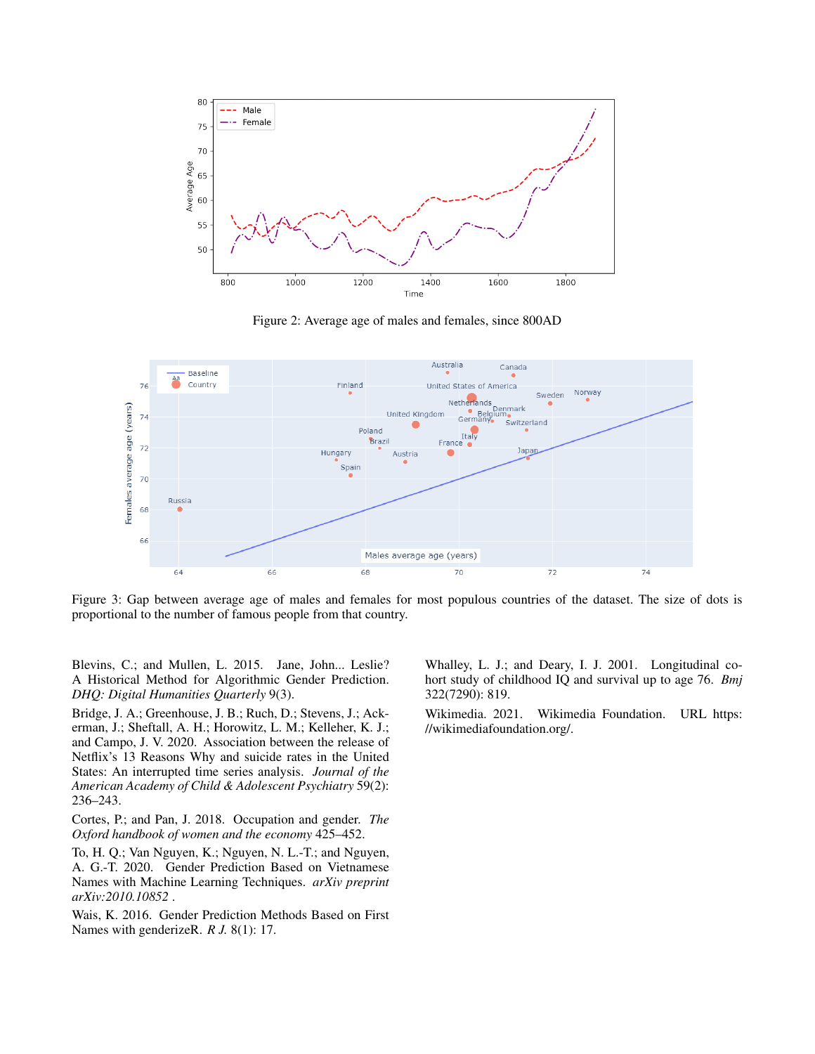Male
Female

80
75
70
65
60
55
50

Average Age

800
1000
1200
1400
1600
1800

Time

Figure 2: Average age of males and females, since 800AD

Baseline
Country

Females average age (years)

Males average age (years)

76
74
72
70
68
66

64
66
68
70
72
74

Australia
Canada
Finland
United States of America
Sweden
Norway
Netherlands
Denmark
United Kingdom
Belgium
Germany
Switzerland
Poland
Italy
Brazil
France
Japan
Hungary
Austria
Spain
Russia

Figure 3: Gap between average age of males and females for most populous countries of the dataset. The size of dots is proportional to the number of famous people from that country.

Blevins, C.; and Mullen, L. 2015. Jane, John... Leslie? A Historical Method for Algorithmic Gender Prediction. *DHQ: Digital Humanities Quarterly* 9(3).

Bridge, J. A.; Greenhouse, J. B.; Ruch, D.; Stevens, J.; Ackerman, J.; Sheftall, A. H.; Horowitz, L. M.; Kelleher, K. J.; and Campo, J. V. 2020. Association between the release of Netflix's 13 Reasons Why and suicide rates in the United States: An interrupted time series analysis. *Journal of the American Academy of Child & Adolescent Psychiatry* 59(2): 236–243.

Cortes, P.; and Pan, J. 2018. Occupation and gender. *The Oxford handbook of women and the economy* 425–452.

To, H. Q.; Van Nguyen, K.; Nguyen, N. L.-T.; and Nguyen, A. G.-T. 2020. Gender Prediction Based on Vietnamese Names with Machine Learning Techniques. *arXiv preprint arXiv:2010.10852* .

Wais, K. 2016. Gender Prediction Methods Based on First Names with genderizeR. *R J.* 8(1): 17.

Whalley, L. J.; and Deary, I. J. 2001. Longitudinal cohort study of childhood IQ and survival up to age 76. *Bmj* 322(7290): 819.

Wikimedia. 2021. Wikimedia Foundation. URL https://wikimediafoundation.org/.